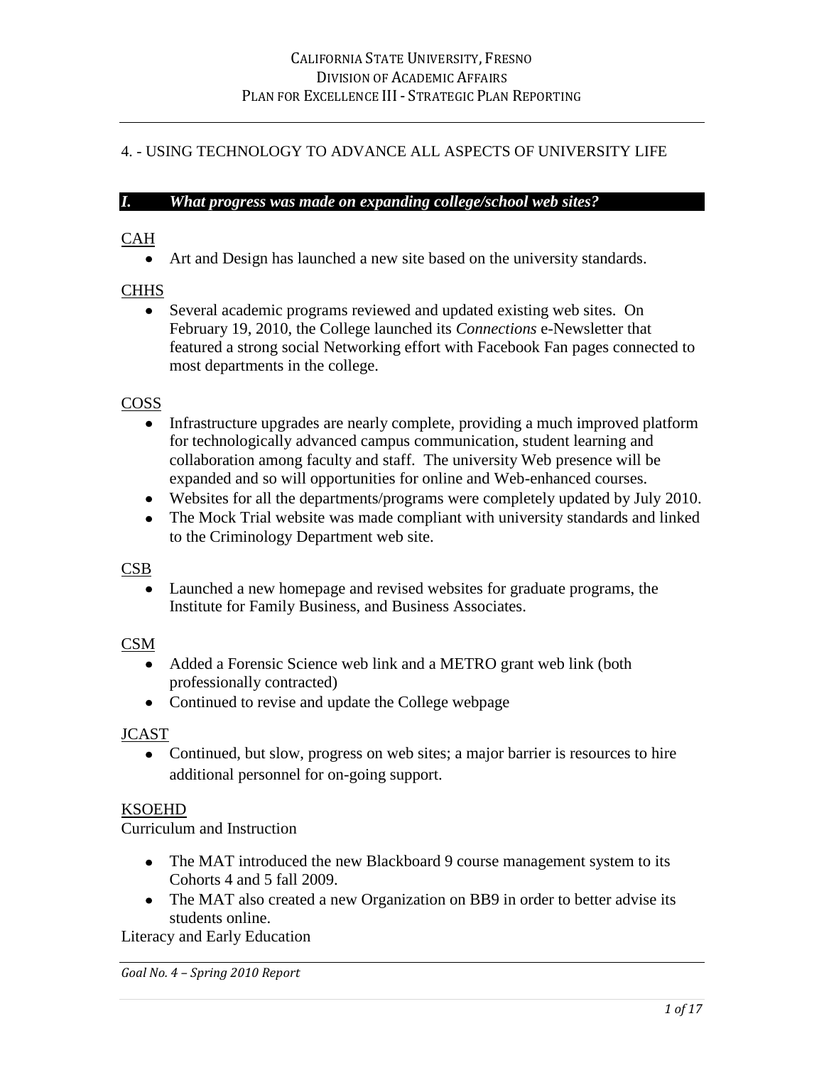# California State University, Fresno
## Division of Academic Affairs
## Plan for Excellence III - Strategic Plan Reporting

## 4. - USING TECHNOLOGY TO ADVANCE ALL ASPECTS OF UNIVERSITY LIFE

### *I. What progress was made on expanding college/school web sites?*

CAH

- Art and Design has launched a new site based on the university standards.

CHHS

- Several academic programs reviewed and updated existing web sites. On February 19, 2010, the College launched its *Connections* e-Newsletter that featured a strong social Networking effort with Facebook Fan pages connected to most departments in the college.

COSS

- Infrastructure upgrades are nearly complete, providing a much improved platform for technologically advanced campus communication, student learning and collaboration among faculty and staff. The university Web presence will be expanded and so will opportunities for online and Web-enhanced courses.
- Websites for all the departments/programs were completely updated by July 2010.
- The Mock Trial website was made compliant with university standards and linked to the Criminology Department web site.

CSB

- Launched a new homepage and revised websites for graduate programs, the Institute for Family Business, and Business Associates.

CSM

- Added a Forensic Science web link and a METRO grant web link (both professionally contracted)
- Continued to revise and update the College webpage

JCAST

- Continued, but slow, progress on web sites; a major barrier is resources to hire additional personnel for on-going support.

KSOEHD

Curriculum and Instruction

- The MAT introduced the new Blackboard 9 course management system to its Cohorts 4 and 5 fall 2009.
- The MAT also created a new Organization on BB9 in order to better advise its students online.

Literacy and Early Education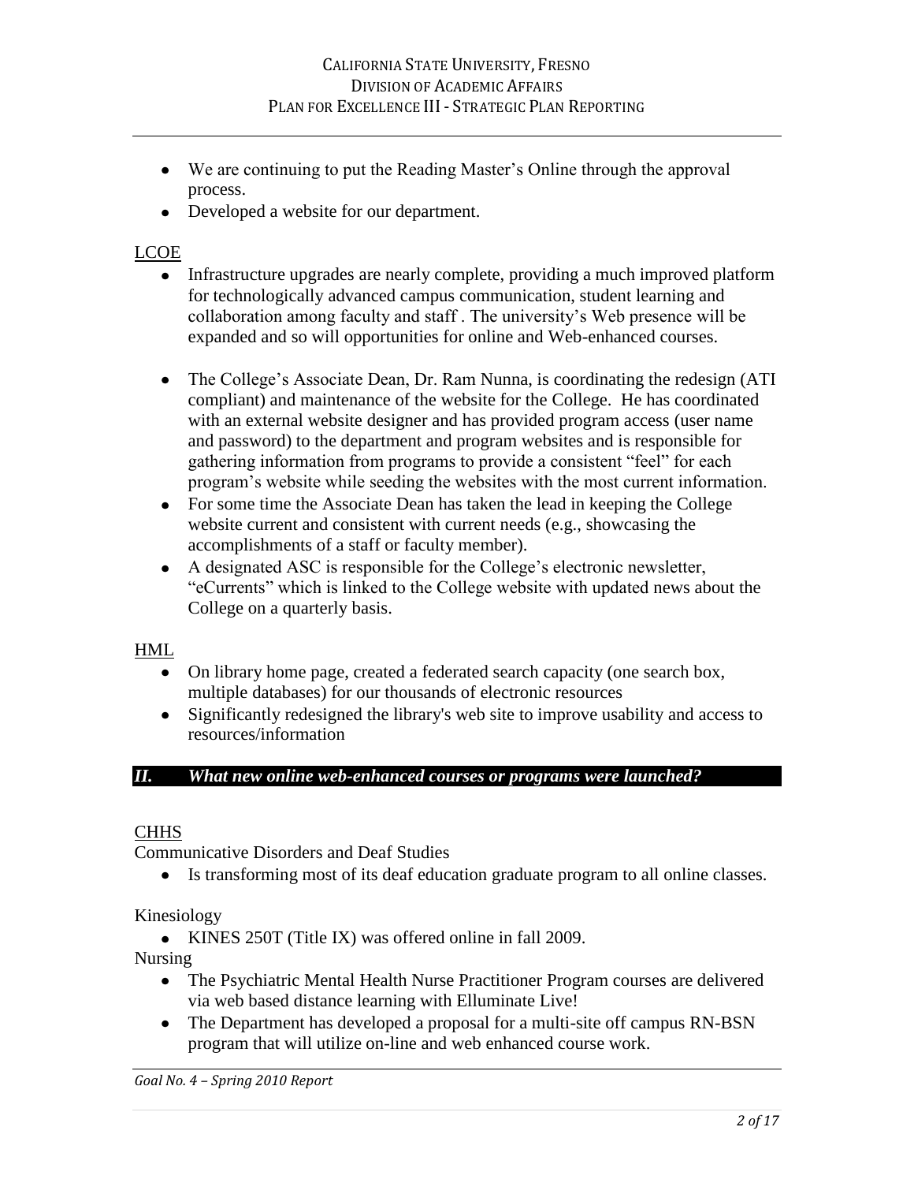- We are continuing to put the Reading Master's Online through the approval process.
- Developed a website for our department.

LCOE

- Infrastructure upgrades are nearly complete, providing a much improved platform for technologically advanced campus communication, student learning and collaboration among faculty and staff . The university's Web presence will be expanded and so will opportunities for online and Web-enhanced courses.
- The College's Associate Dean, Dr. Ram Nunna, is coordinating the redesign (ATI compliant) and maintenance of the website for the College. He has coordinated with an external website designer and has provided program access (user name and password) to the department and program websites and is responsible for gathering information from programs to provide a consistent "feel" for each program's website while seeding the websites with the most current information.
- For some time the Associate Dean has taken the lead in keeping the College website current and consistent with current needs (e.g., showcasing the accomplishments of a staff or faculty member).
- A designated ASC is responsible for the College's electronic newsletter, "eCurrents" which is linked to the College website with updated news about the College on a quarterly basis.

HML

- On library home page, created a federated search capacity (one search box, multiple databases) for our thousands of electronic resources
- Significantly redesigned the library's web site to improve usability and access to resources/information

## *II. What new online web-enhanced courses or programs were launched?*

CHHS

Communicative Disorders and Deaf Studies

- Is transforming most of its deaf education graduate program to all online classes.

Kinesiology

- KINES 250T (Title IX) was offered online in fall 2009.

Nursing

- The Psychiatric Mental Health Nurse Practitioner Program courses are delivered via web based distance learning with Elluminate Live!
- The Department has developed a proposal for a multi-site off campus RN-BSN program that will utilize on-line and web enhanced course work.

*Goal No. 4 – Spring 2010 Report*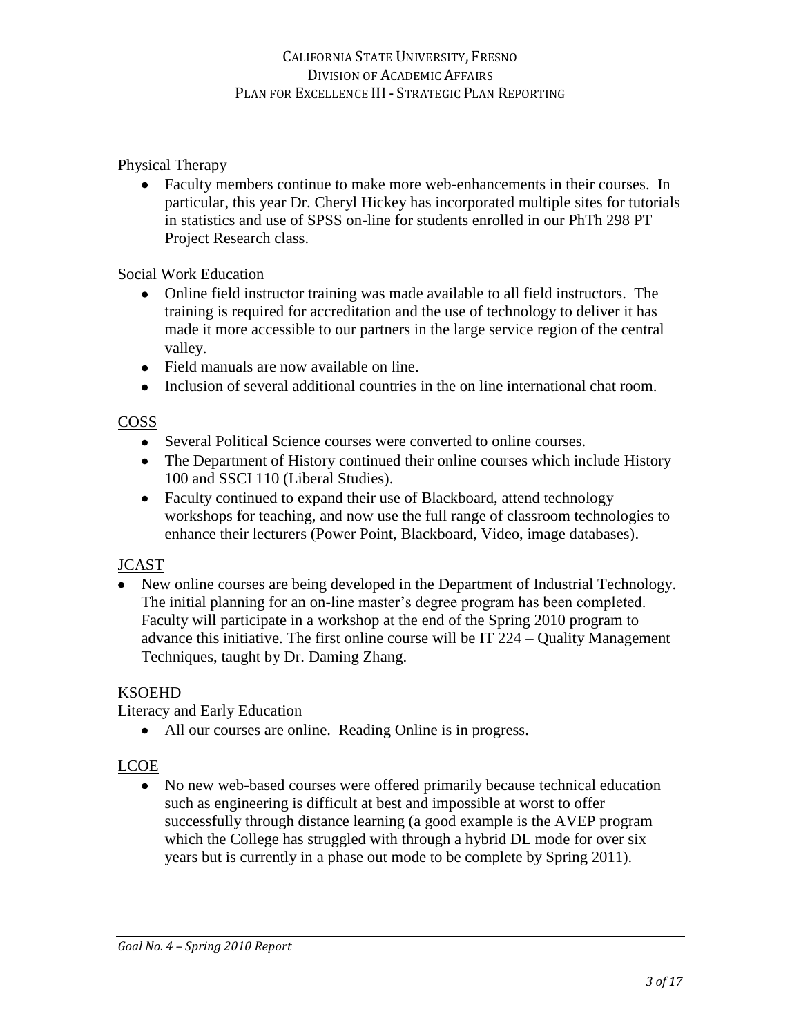Physical Therapy

- Faculty members continue to make more web-enhancements in their courses. In particular, this year Dr. Cheryl Hickey has incorporated multiple sites for tutorials in statistics and use of SPSS on-line for students enrolled in our PhTh 298 PT Project Research class.

Social Work Education

- Online field instructor training was made available to all field instructors. The training is required for accreditation and the use of technology to deliver it has made it more accessible to our partners in the large service region of the central valley.
- Field manuals are now available on line.
- Inclusion of several additional countries in the on line international chat room.

## COSS

- Several Political Science courses were converted to online courses.
- The Department of History continued their online courses which include History 100 and SSCI 110 (Liberal Studies).
- Faculty continued to expand their use of Blackboard, attend technology workshops for teaching, and now use the full range of classroom technologies to enhance their lecturers (Power Point, Blackboard, Video, image databases).

## JCAST

- New online courses are being developed in the Department of Industrial Technology. The initial planning for an on-line master's degree program has been completed. Faculty will participate in a workshop at the end of the Spring 2010 program to advance this initiative. The first online course will be IT 224 – Quality Management Techniques, taught by Dr. Daming Zhang.

## KSOEHD

Literacy and Early Education

- All our courses are online. Reading Online is in progress.

## LCOE

- No new web-based courses were offered primarily because technical education such as engineering is difficult at best and impossible at worst to offer successfully through distance learning (a good example is the AVEP program which the College has struggled with through a hybrid DL mode for over six years but is currently in a phase out mode to be complete by Spring 2011).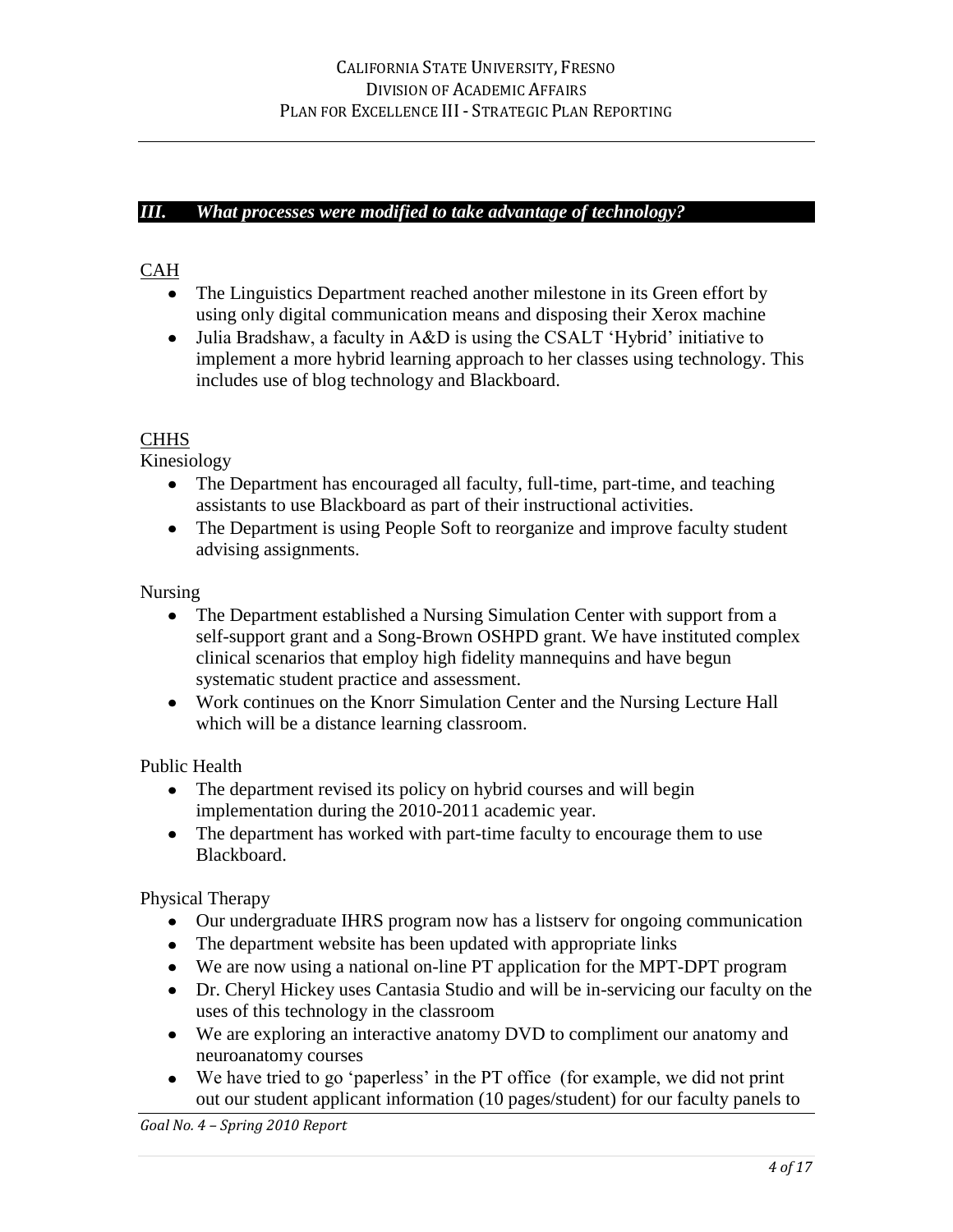## *III. What processes were modified to take advantage of technology?*

CAH

- The Linguistics Department reached another milestone in its Green effort by using only digital communication means and disposing their Xerox machine
- Julia Bradshaw, a faculty in A&D is using the CSALT 'Hybrid' initiative to implement a more hybrid learning approach to her classes using technology. This includes use of blog technology and Blackboard.

CHHS

Kinesiology

- The Department has encouraged all faculty, full-time, part-time, and teaching assistants to use Blackboard as part of their instructional activities.
- The Department is using People Soft to reorganize and improve faculty student advising assignments.

Nursing

- The Department established a Nursing Simulation Center with support from a self-support grant and a Song-Brown OSHPD grant. We have instituted complex clinical scenarios that employ high fidelity mannequins and have begun systematic student practice and assessment.
- Work continues on the Knorr Simulation Center and the Nursing Lecture Hall which will be a distance learning classroom.

Public Health

- The department revised its policy on hybrid courses and will begin implementation during the 2010-2011 academic year.
- The department has worked with part-time faculty to encourage them to use Blackboard.

Physical Therapy

- Our undergraduate IHRS program now has a listserv for ongoing communication
- The department website has been updated with appropriate links
- We are now using a national on-line PT application for the MPT-DPT program
- Dr. Cheryl Hickey uses Cantasia Studio and will be in-servicing our faculty on the uses of this technology in the classroom
- We are exploring an interactive anatomy DVD to compliment our anatomy and neuroanatomy courses
- We have tried to go 'paperless' in the PT office (for example, we did not print out our student applicant information (10 pages/student) for our faculty panels to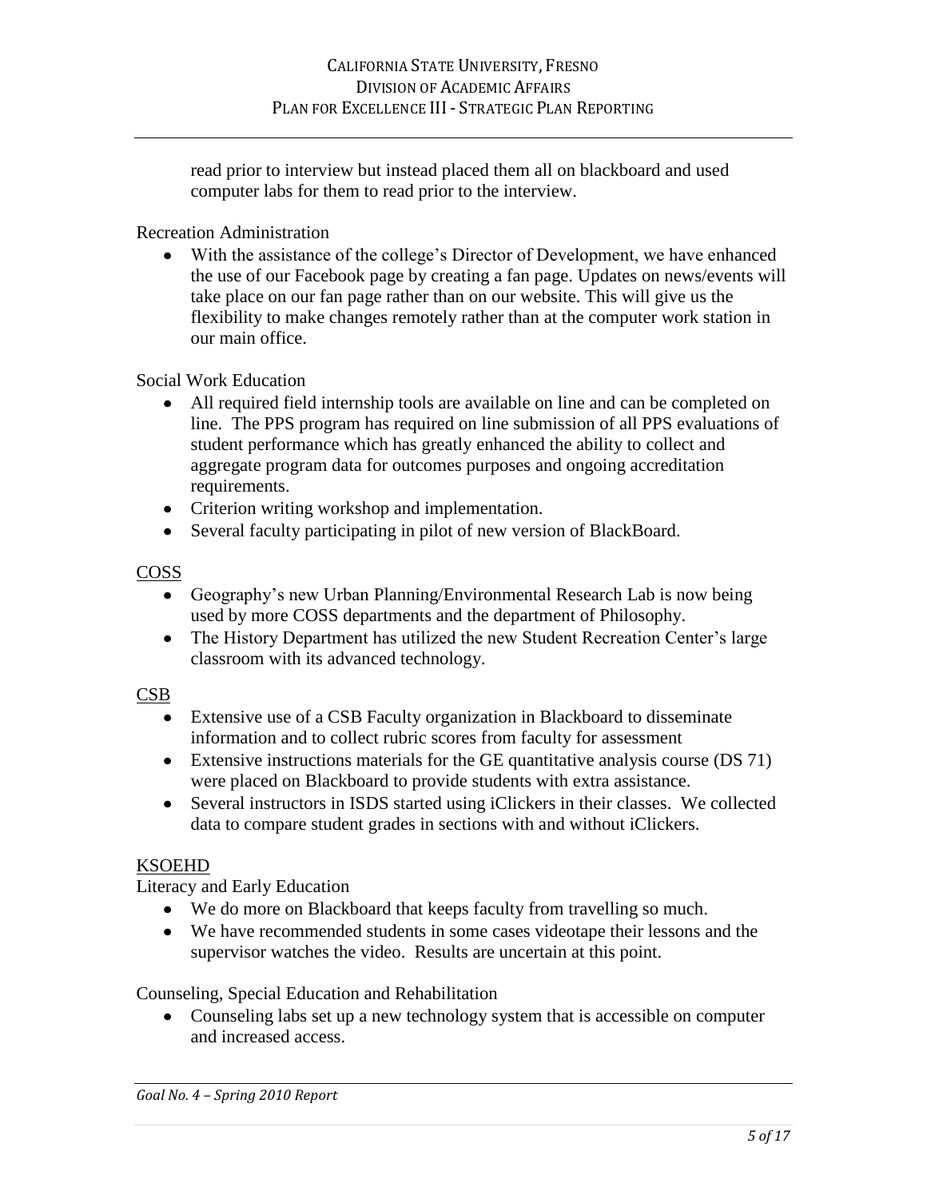read prior to interview but instead placed them all on blackboard and used computer labs for them to read prior to the interview.

Recreation Administration

- With the assistance of the college's Director of Development, we have enhanced the use of our Facebook page by creating a fan page. Updates on news/events will take place on our fan page rather than on our website. This will give us the flexibility to make changes remotely rather than at the computer work station in our main office.

Social Work Education

- All required field internship tools are available on line and can be completed on line. The PPS program has required on line submission of all PPS evaluations of student performance which has greatly enhanced the ability to collect and aggregate program data for outcomes purposes and ongoing accreditation requirements.
- Criterion writing workshop and implementation.
- Several faculty participating in pilot of new version of BlackBoard.

<u>COSS</u>

- Geography's new Urban Planning/Environmental Research Lab is now being used by more COSS departments and the department of Philosophy.
- The History Department has utilized the new Student Recreation Center's large classroom with its advanced technology.

<u>CSB</u>

- Extensive use of a CSB Faculty organization in Blackboard to disseminate information and to collect rubric scores from faculty for assessment
- Extensive instructions materials for the GE quantitative analysis course (DS 71) were placed on Blackboard to provide students with extra assistance.
- Several instructors in ISDS started using iClickers in their classes. We collected data to compare student grades in sections with and without iClickers.

<u>KSOEHD</u>

Literacy and Early Education

- We do more on Blackboard that keeps faculty from travelling so much.
- We have recommended students in some cases videotape their lessons and the supervisor watches the video. Results are uncertain at this point.

Counseling, Special Education and Rehabilitation

- Counseling labs set up a new technology system that is accessible on computer and increased access.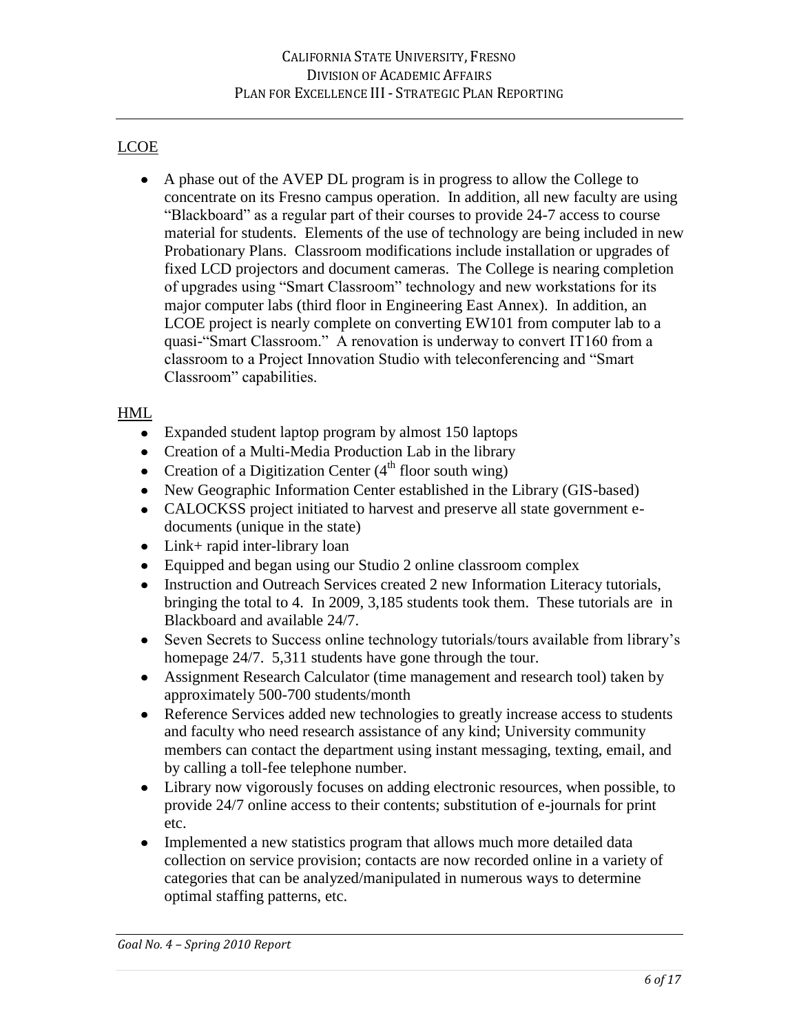LCOE

- A phase out of the AVEP DL program is in progress to allow the College to concentrate on its Fresno campus operation. In addition, all new faculty are using "Blackboard" as a regular part of their courses to provide 24-7 access to course material for students. Elements of the use of technology are being included in new Probationary Plans. Classroom modifications include installation or upgrades of fixed LCD projectors and document cameras. The College is nearing completion of upgrades using "Smart Classroom" technology and new workstations for its major computer labs (third floor in Engineering East Annex). In addition, an LCOE project is nearly complete on converting EW101 from computer lab to a quasi-"Smart Classroom." A renovation is underway to convert IT160 from a classroom to a Project Innovation Studio with teleconferencing and "Smart Classroom" capabilities.

HML

- Expanded student laptop program by almost 150 laptops
- Creation of a Multi-Media Production Lab in the library
- Creation of a Digitization Center (4th floor south wing)
- New Geographic Information Center established in the Library (GIS-based)
- CALOCKSS project initiated to harvest and preserve all state government e-documents (unique in the state)
- Link+ rapid inter-library loan
- Equipped and began using our Studio 2 online classroom complex
- Instruction and Outreach Services created 2 new Information Literacy tutorials, bringing the total to 4. In 2009, 3,185 students took them. These tutorials are in Blackboard and available 24/7.
- Seven Secrets to Success online technology tutorials/tours available from library's homepage 24/7. 5,311 students have gone through the tour.
- Assignment Research Calculator (time management and research tool) taken by approximately 500-700 students/month
- Reference Services added new technologies to greatly increase access to students and faculty who need research assistance of any kind; University community members can contact the department using instant messaging, texting, email, and by calling a toll-fee telephone number.
- Library now vigorously focuses on adding electronic resources, when possible, to provide 24/7 online access to their contents; substitution of e-journals for print etc.
- Implemented a new statistics program that allows much more detailed data collection on service provision; contacts are now recorded online in a variety of categories that can be analyzed/manipulated in numerous ways to determine optimal staffing patterns, etc.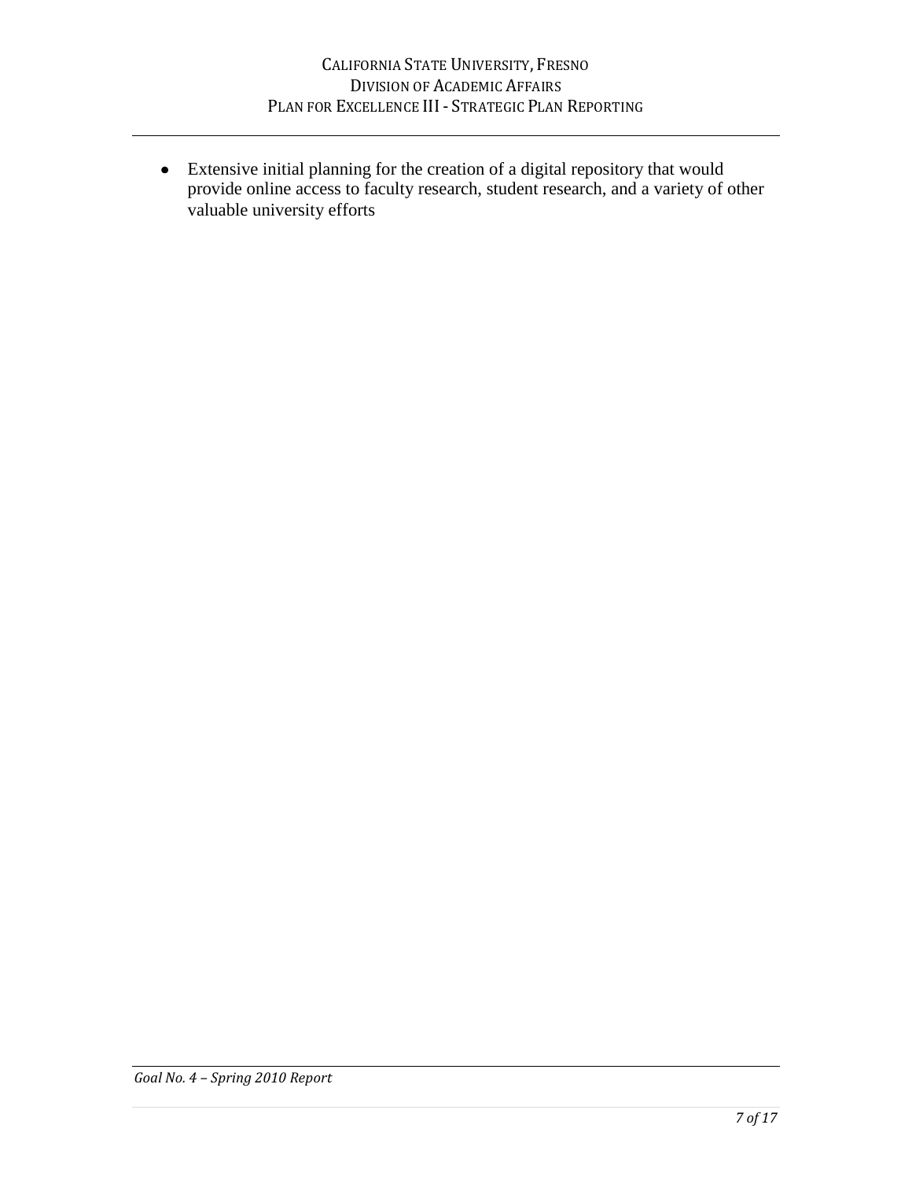- Extensive initial planning for the creation of a digital repository that would provide online access to faculty research, student research, and a variety of other valuable university efforts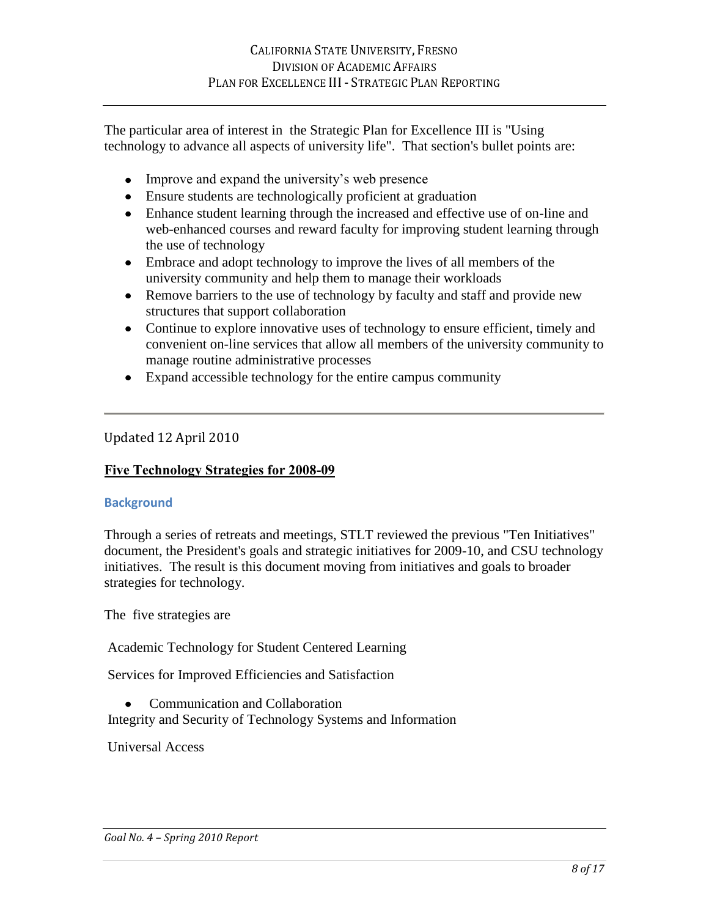The particular area of interest in the Strategic Plan for Excellence III is "Using technology to advance all aspects of university life". That section's bullet points are:

- Improve and expand the university's web presence
- Ensure students are technologically proficient at graduation
- Enhance student learning through the increased and effective use of on-line and web-enhanced courses and reward faculty for improving student learning through the use of technology
- Embrace and adopt technology to improve the lives of all members of the university community and help them to manage their workloads
- Remove barriers to the use of technology by faculty and staff and provide new structures that support collaboration
- Continue to explore innovative uses of technology to ensure efficient, timely and convenient on-line services that allow all members of the university community to manage routine administrative processes
- Expand accessible technology for the entire campus community

---

Updated 12 April 2010

**Five Technology Strategies for 2008-09**

### Background

Through a series of retreats and meetings, STLT reviewed the previous "Ten Initiatives" document, the President's goals and strategic initiatives for 2009-10, and CSU technology initiatives. The result is this document moving from initiatives and goals to broader strategies for technology.

The five strategies are

Academic Technology for Student Centered Learning

Services for Improved Efficiencies and Satisfaction

- Communication and Collaboration

Integrity and Security of Technology Systems and Information

Universal Access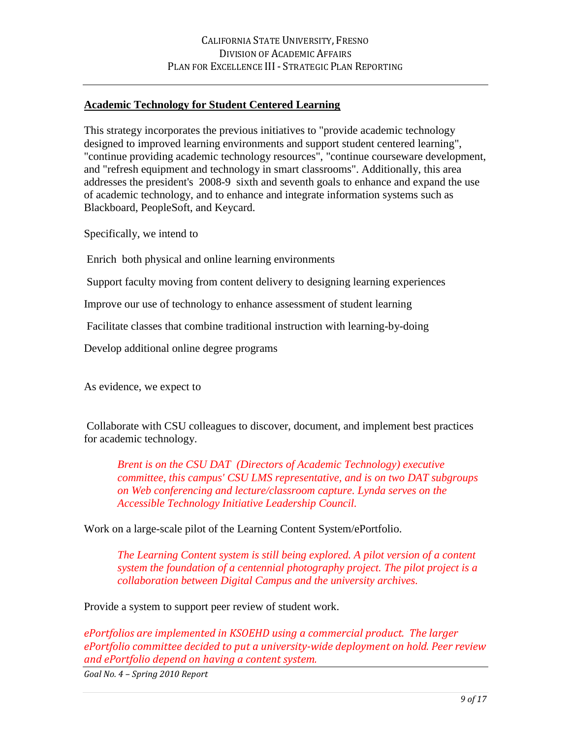## Academic Technology for Student Centered Learning

This strategy incorporates the previous initiatives to "provide academic technology designed to improved learning environments and support student centered learning", "continue providing academic technology resources", "continue courseware development, and "refresh equipment and technology in smart classrooms". Additionally, this area addresses the president's 2008-9 sixth and seventh goals to enhance and expand the use of academic technology, and to enhance and integrate information systems such as Blackboard, PeopleSoft, and Keycard.

Specifically, we intend to

Enrich both physical and online learning environments

Support faculty moving from content delivery to designing learning experiences

Improve our use of technology to enhance assessment of student learning

Facilitate classes that combine traditional instruction with learning-by-doing

Develop additional online degree programs

As evidence, we expect to

Collaborate with CSU colleagues to discover, document, and implement best practices for academic technology.

> *Brent is on the CSU DAT (Directors of Academic Technology) executive committee, this campus' CSU LMS representative, and is on two DAT subgroups on Web conferencing and lecture/classroom capture. Lynda serves on the Accessible Technology Initiative Leadership Council.*

Work on a large-scale pilot of the Learning Content System/ePortfolio.

> *The Learning Content system is still being explored. A pilot version of a content system the foundation of a centennial photography project. The pilot project is a collaboration between Digital Campus and the university archives.*

Provide a system to support peer review of student work.

*ePortfolios are implemented in KSOEHD using a commercial product. The larger ePortfolio committee decided to put a university-wide deployment on hold. Peer review and ePortfolio depend on having a content system.*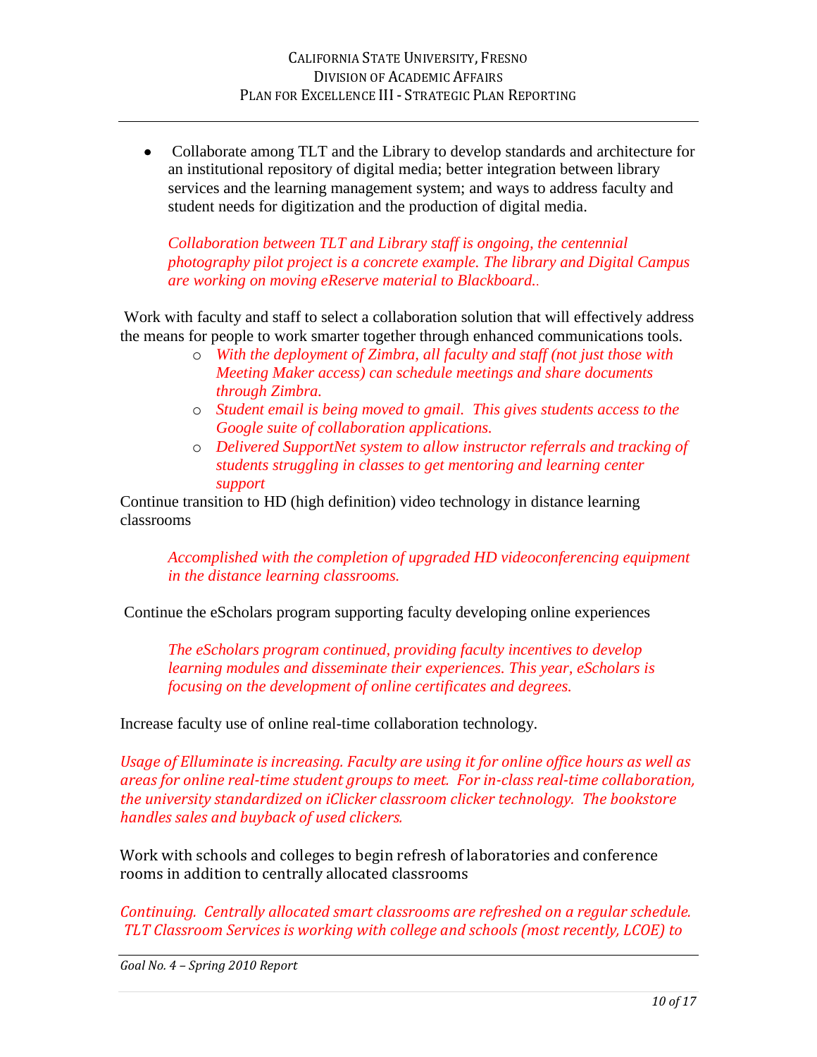- Collaborate among TLT and the Library to develop standards and architecture for an institutional repository of digital media; better integration between library services and the learning management system; and ways to address faculty and student needs for digitization and the production of digital media.

  *Collaboration between TLT and Library staff is ongoing, the centennial photography pilot project is a concrete example. The library and Digital Campus are working on moving eReserve material to Blackboard..*

Work with faculty and staff to select a collaboration solution that will effectively address the means for people to work smarter together through enhanced communications tools.

- *With the deployment of Zimbra, all faculty and staff (not just those with Meeting Maker access) can schedule meetings and share documents through Zimbra.*
- *Student email is being moved to gmail. This gives students access to the Google suite of collaboration applications.*
- *Delivered SupportNet system to allow instructor referrals and tracking of students struggling in classes to get mentoring and learning center support*

Continue transition to HD (high definition) video technology in distance learning classrooms

*Accomplished with the completion of upgraded HD videoconferencing equipment in the distance learning classrooms.*

Continue the eScholars program supporting faculty developing online experiences

*The eScholars program continued, providing faculty incentives to develop learning modules and disseminate their experiences. This year, eScholars is focusing on the development of online certificates and degrees.*

Increase faculty use of online real-time collaboration technology.

*Usage of Elluminate is increasing. Faculty are using it for online office hours as well as areas for online real-time student groups to meet. For in-class real-time collaboration, the university standardized on iClicker classroom clicker technology. The bookstore handles sales and buyback of used clickers.*

Work with schools and colleges to begin refresh of laboratories and conference rooms in addition to centrally allocated classrooms

*Continuing. Centrally allocated smart classrooms are refreshed on a regular schedule. TLT Classroom Services is working with college and schools (most recently, LCOE) to*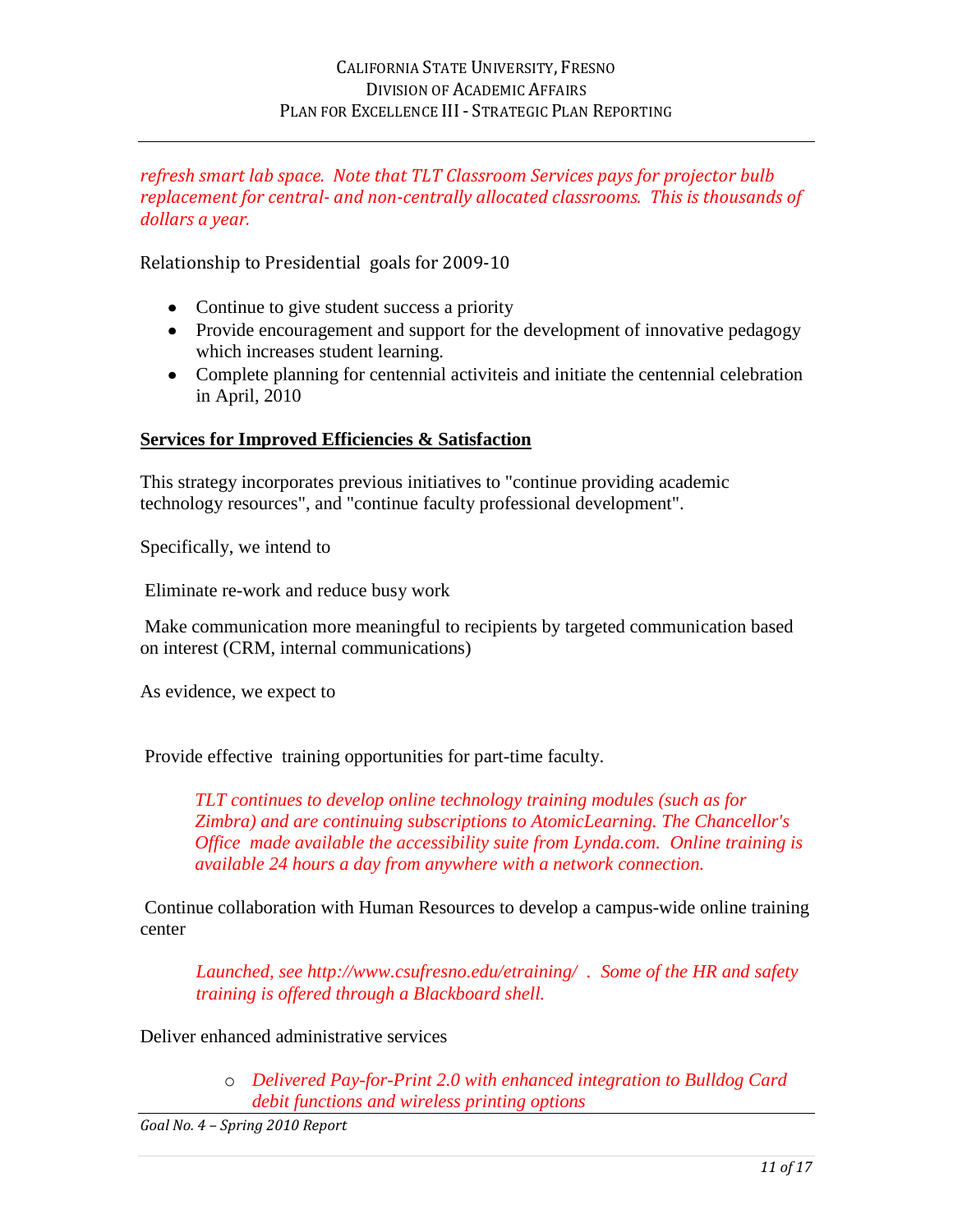*refresh smart lab space. Note that TLT Classroom Services pays for projector bulb replacement for central- and non-centrally allocated classrooms. This is thousands of dollars a year.*

Relationship to Presidential goals for 2009-10

- Continue to give student success a priority
- Provide encouragement and support for the development of innovative pedagogy which increases student learning.
- Complete planning for centennial activiteis and initiate the centennial celebration in April, 2010

**<u>Services for Improved Efficiencies & Satisfaction</u>**

This strategy incorporates previous initiatives to "continue providing academic technology resources", and "continue faculty professional development".

Specifically, we intend to

Eliminate re-work and reduce busy work

Make communication more meaningful to recipients by targeted communication based on interest (CRM, internal communications)

As evidence, we expect to

Provide effective training opportunities for part-time faculty.

> *TLT continues to develop online technology training modules (such as for Zimbra) and are continuing subscriptions to AtomicLearning. The Chancellor's Office made available the accessibility suite from Lynda.com. Online training is available 24 hours a day from anywhere with a network connection.*

Continue collaboration with Human Resources to develop a campus-wide online training center

> *Launched, see http://www.csufresno.edu/etraining/ . Some of the HR and safety training is offered through a Blackboard shell.*

Deliver enhanced administrative services

- *Delivered Pay-for-Print 2.0 with enhanced integration to Bulldog Card debit functions and wireless printing options*

*Goal No. 4 – Spring 2010 Report*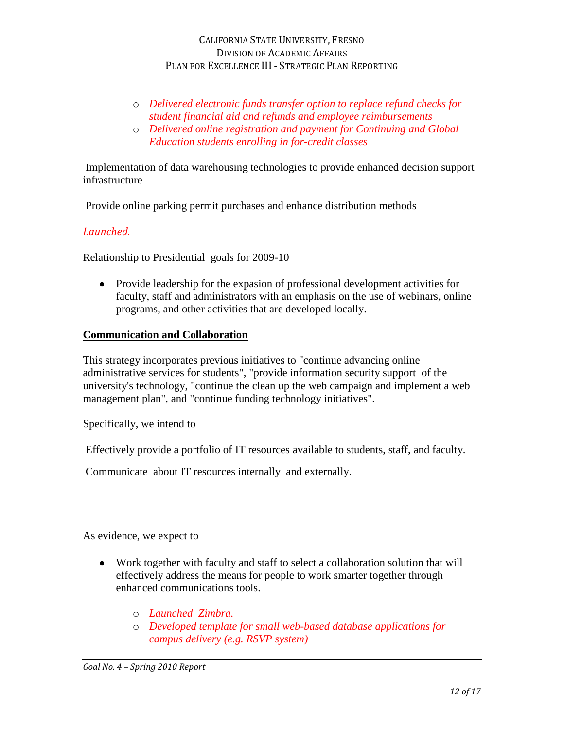- *Delivered electronic funds transfer option to replace refund checks for student financial aid and refunds and employee reimbursements*
- *Delivered online registration and payment for Continuing and Global Education students enrolling in for-credit classes*

Implementation of data warehousing technologies to provide enhanced decision support infrastructure

Provide online parking permit purchases and enhance distribution methods

*Launched.*

Relationship to Presidential goals for 2009-10

- Provide leadership for the expasion of professional development activities for faculty, staff and administrators with an emphasis on the use of webinars, online programs, and other activities that are developed locally.

**Communication and Collaboration**

This strategy incorporates previous initiatives to "continue advancing online administrative services for students", "provide information security support of the university's technology, "continue the clean up the web campaign and implement a web management plan", and "continue funding technology initiatives".

Specifically, we intend to

Effectively provide a portfolio of IT resources available to students, staff, and faculty.

Communicate about IT resources internally and externally.

As evidence, we expect to

- Work together with faculty and staff to select a collaboration solution that will effectively address the means for people to work smarter together through enhanced communications tools.
    - *Launched Zimbra.*
    - *Developed template for small web-based database applications for campus delivery (e.g. RSVP system)*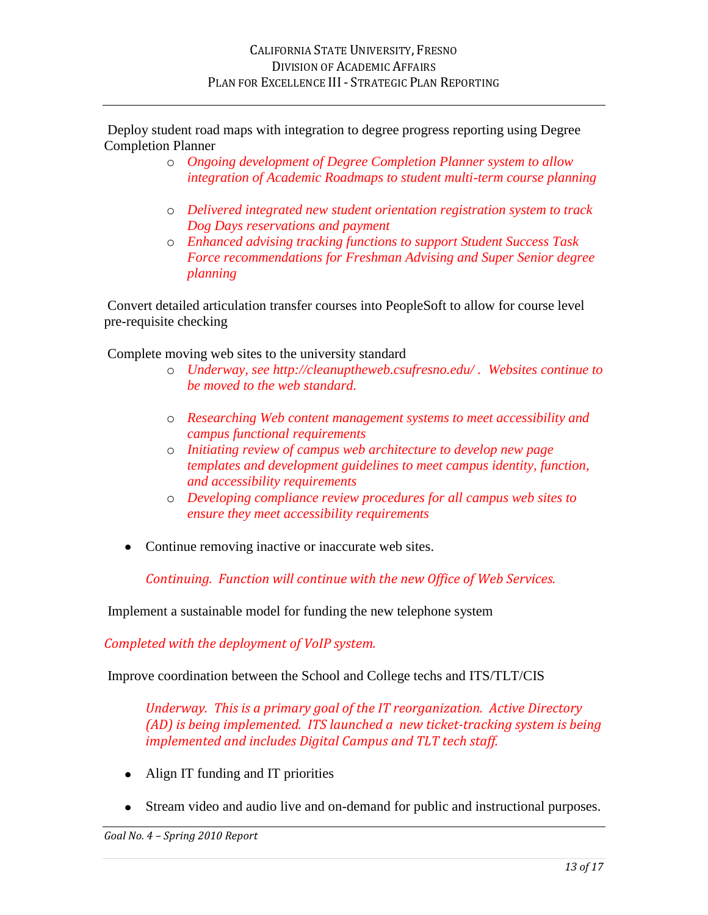Deploy student road maps with integration to degree progress reporting using Degree Completion Planner

- *Ongoing development of Degree Completion Planner system to allow integration of Academic Roadmaps to student multi-term course planning*

- *Delivered integrated new student orientation registration system to track Dog Days reservations and payment*
- *Enhanced advising tracking functions to support Student Success Task Force recommendations for Freshman Advising and Super Senior degree planning*

Convert detailed articulation transfer courses into PeopleSoft to allow for course level pre-requisite checking

Complete moving web sites to the university standard

- *Underway, see http://cleanuptheweb.csufresno.edu/ . Websites continue to be moved to the web standard.*

- *Researching Web content management systems to meet accessibility and campus functional requirements*
- *Initiating review of campus web architecture to develop new page templates and development guidelines to meet campus identity, function, and accessibility requirements*
- *Developing compliance review procedures for all campus web sites to ensure they meet accessibility requirements*

- Continue removing inactive or inaccurate web sites.

  *Continuing. Function will continue with the new Office of Web Services.*

Implement a sustainable model for funding the new telephone system

*Completed with the deployment of VoIP system.*

Improve coordination between the School and College techs and ITS/TLT/CIS

*Underway. This is a primary goal of the IT reorganization. Active Directory (AD) is being implemented. ITS launched a new ticket-tracking system is being implemented and includes Digital Campus and TLT tech staff.*

- Align IT funding and IT priorities

- Stream video and audio live and on-demand for public and instructional purposes.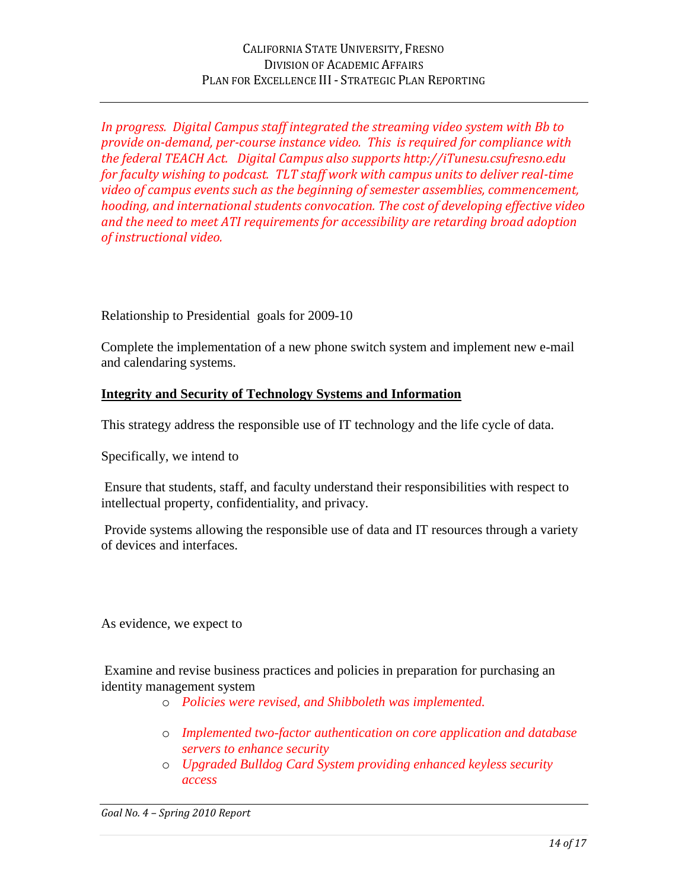*In progress. Digital Campus staff integrated the streaming video system with Bb to provide on-demand, per-course instance video. This is required for compliance with the federal TEACH Act. Digital Campus also supports http://iTunesu.csufresno.edu for faculty wishing to podcast. TLT staff work with campus units to deliver real-time video of campus events such as the beginning of semester assemblies, commencement, hooding, and international students convocation. The cost of developing effective video and the need to meet ATI requirements for accessibility are retarding broad adoption of instructional video.*

Relationship to Presidential goals for 2009-10

Complete the implementation of a new phone switch system and implement new e-mail and calendaring systems.

**Integrity and Security of Technology Systems and Information**

This strategy address the responsible use of IT technology and the life cycle of data.

Specifically, we intend to

Ensure that students, staff, and faculty understand their responsibilities with respect to intellectual property, confidentiality, and privacy.

Provide systems allowing the responsible use of data and IT resources through a variety of devices and interfaces.

As evidence, we expect to

Examine and revise business practices and policies in preparation for purchasing an identity management system

- *Policies were revised, and Shibboleth was implemented.*
- *Implemented two-factor authentication on core application and database servers to enhance security*
- *Upgraded Bulldog Card System providing enhanced keyless security access*

*Goal No. 4 – Spring 2010 Report*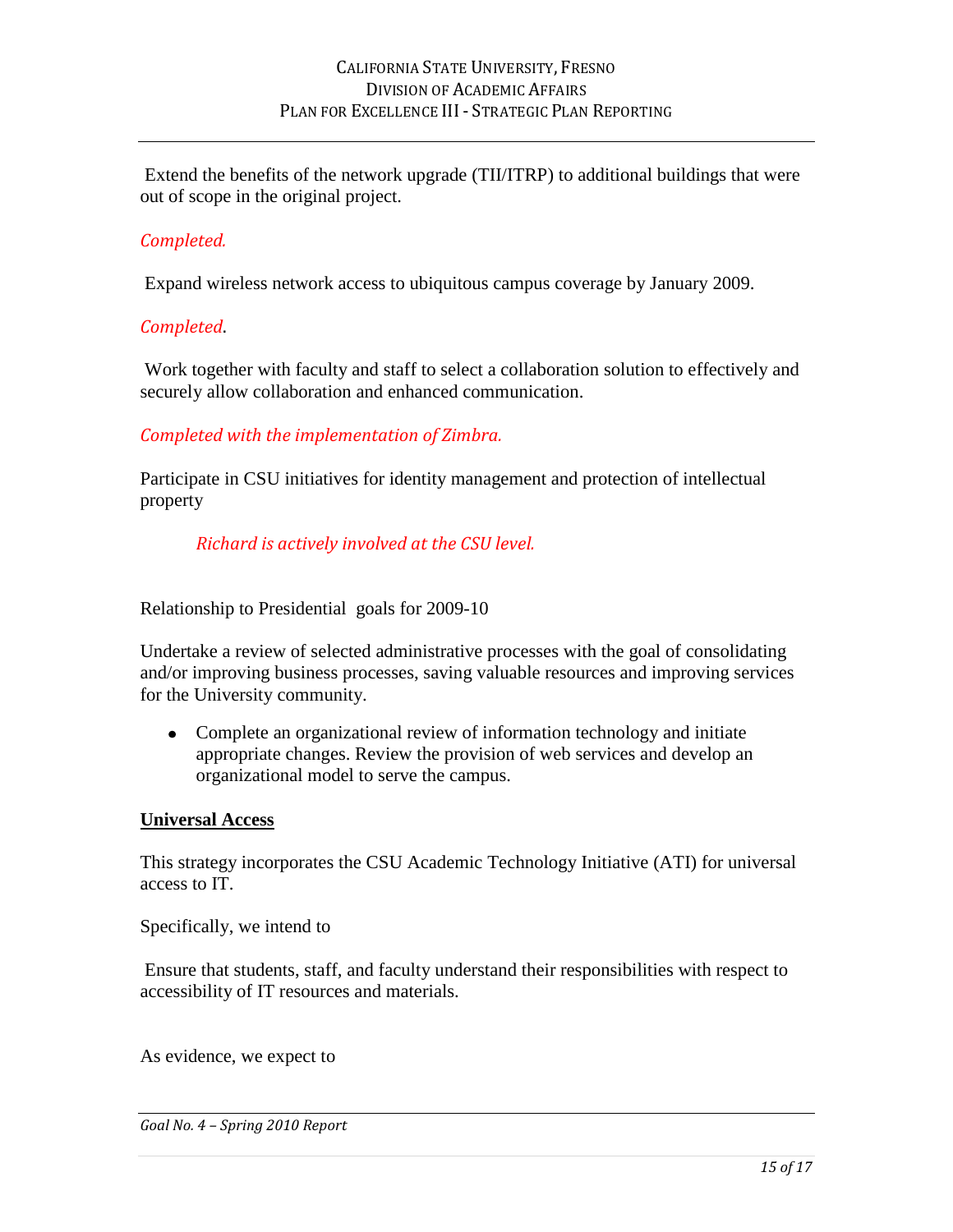Extend the benefits of the network upgrade (TII/ITRP) to additional buildings that were out of scope in the original project.

*Completed.*

Expand wireless network access to ubiquitous campus coverage by January 2009.

*Completed.*

Work together with faculty and staff to select a collaboration solution to effectively and securely allow collaboration and enhanced communication.

*Completed with the implementation of Zimbra.*

Participate in CSU initiatives for identity management and protection of intellectual property

*Richard is actively involved at the CSU level.*

Relationship to Presidential goals for 2009-10

Undertake a review of selected administrative processes with the goal of consolidating and/or improving business processes, saving valuable resources and improving services for the University community.

- Complete an organizational review of information technology and initiate appropriate changes. Review the provision of web services and develop an organizational model to serve the campus.

**Universal Access**

This strategy incorporates the CSU Academic Technology Initiative (ATI) for universal access to IT.

Specifically, we intend to

Ensure that students, staff, and faculty understand their responsibilities with respect to accessibility of IT resources and materials.

As evidence, we expect to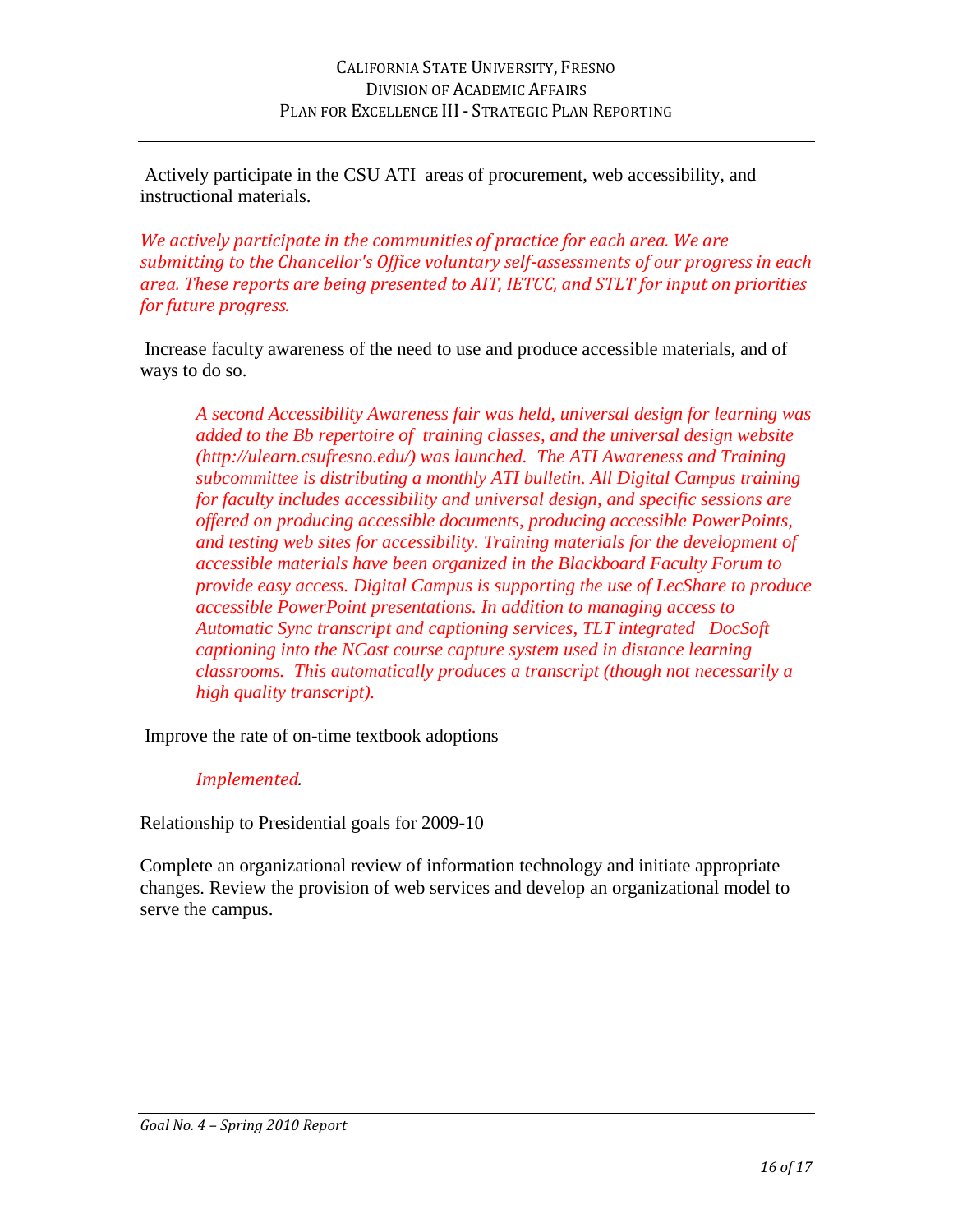Actively participate in the CSU ATI areas of procurement, web accessibility, and instructional materials.

*We actively participate in the communities of practice for each area. We are submitting to the Chancellor's Office voluntary self-assessments of our progress in each area. These reports are being presented to AIT, IETCC, and STLT for input on priorities for future progress.*

Increase faculty awareness of the need to use and produce accessible materials, and of ways to do so.

> *A second Accessibility Awareness fair was held, universal design for learning was added to the Bb repertoire of training classes, and the universal design website (http://ulearn.csufresno.edu/) was launched. The ATI Awareness and Training subcommittee is distributing a monthly ATI bulletin. All Digital Campus training for faculty includes accessibility and universal design, and specific sessions are offered on producing accessible documents, producing accessible PowerPoints, and testing web sites for accessibility. Training materials for the development of accessible materials have been organized in the Blackboard Faculty Forum to provide easy access. Digital Campus is supporting the use of LecShare to produce accessible PowerPoint presentations. In addition to managing access to Automatic Sync transcript and captioning services, TLT integrated DocSoft captioning into the NCast course capture system used in distance learning classrooms. This automatically produces a transcript (though not necessarily a high quality transcript).*

Improve the rate of on-time textbook adoptions

> *Implemented.*

Relationship to Presidential goals for 2009-10

Complete an organizational review of information technology and initiate appropriate changes. Review the provision of web services and develop an organizational model to serve the campus.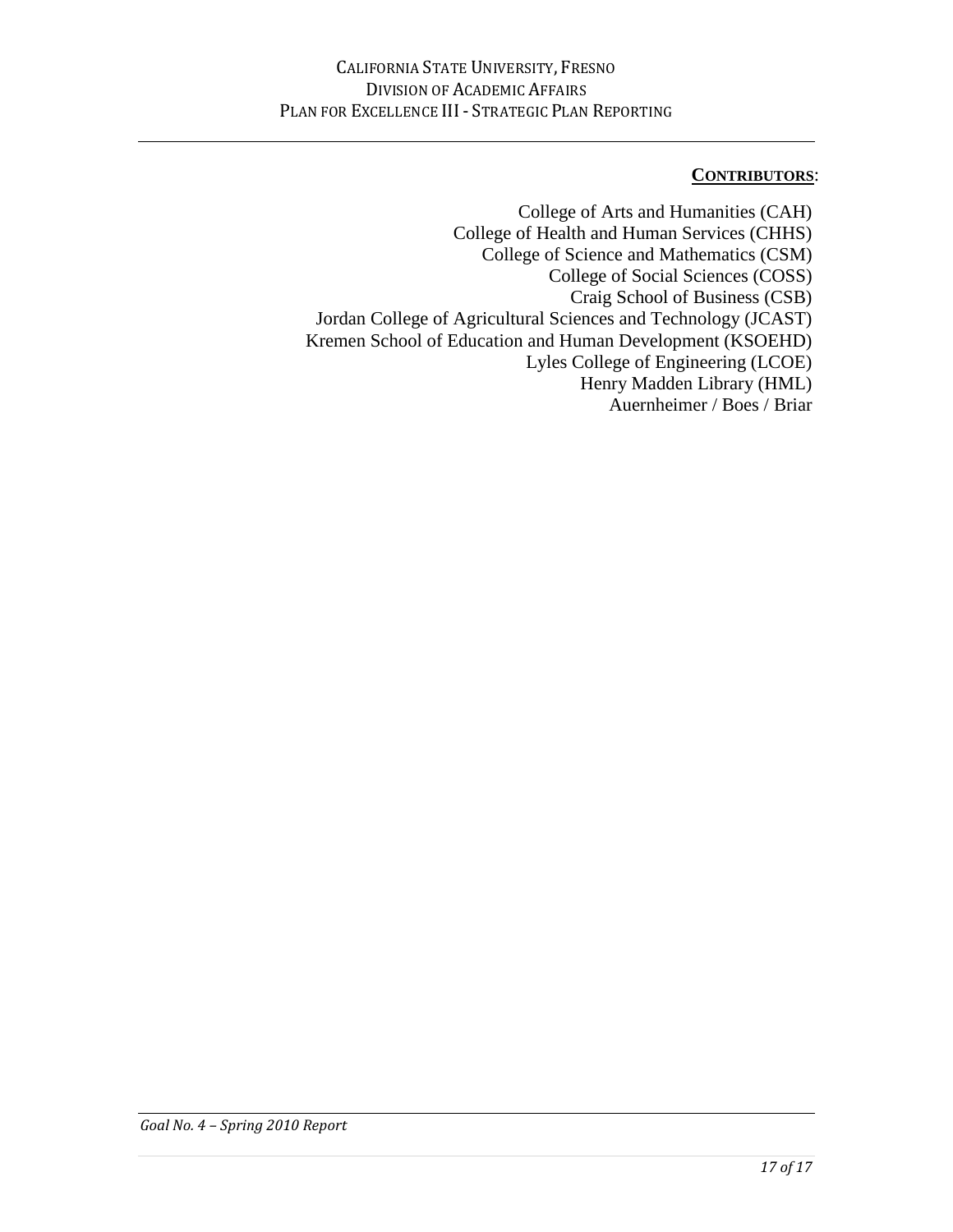**CONTRIBUTORS**:

College of Arts and Humanities (CAH)
College of Health and Human Services (CHHS)
College of Science and Mathematics (CSM)
College of Social Sciences (COSS)
Craig School of Business (CSB)
Jordan College of Agricultural Sciences and Technology (JCAST)
Kremen School of Education and Human Development (KSOEHD)
Lyles College of Engineering (LCOE)
Henry Madden Library (HML)
Auernheimer / Boes / Briar